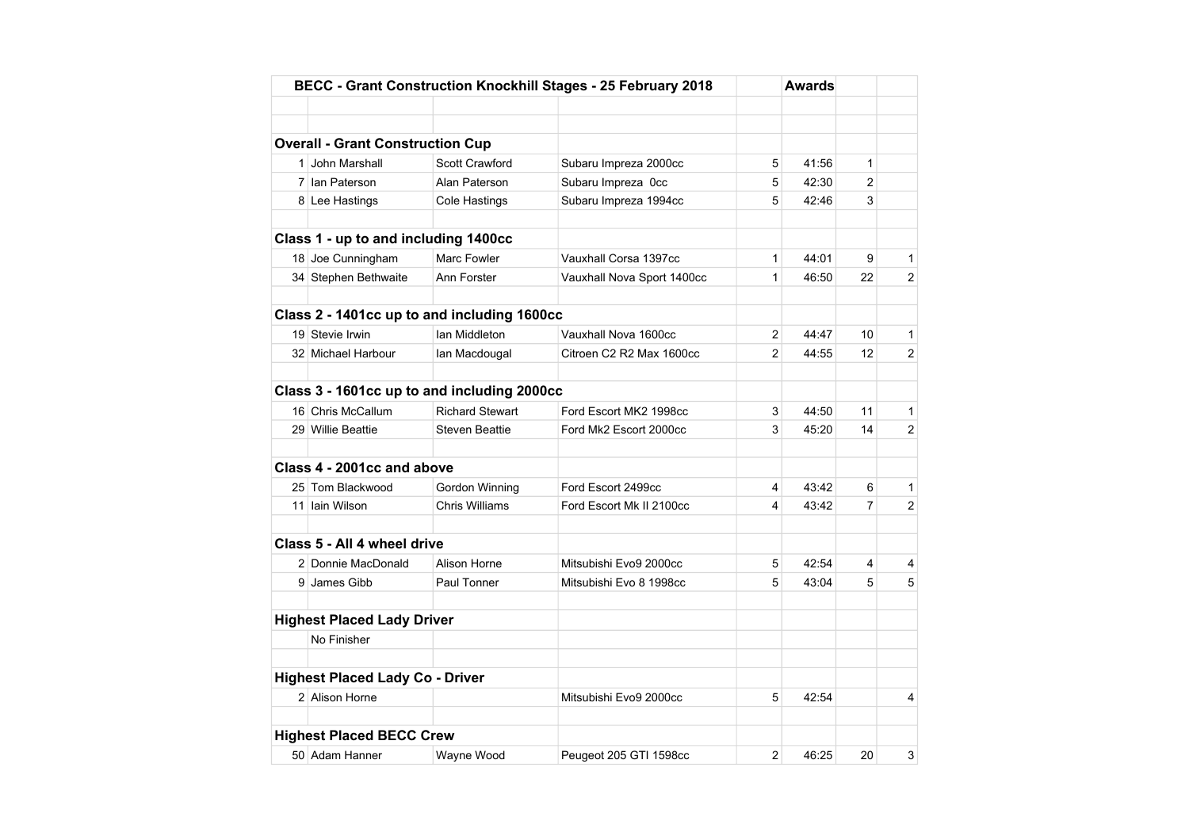| BECC - Grant Construction Knockhill Stages - 25 February 2018 | | | | | Awards | | |
|---|---|---|---|---|---|---|---|
| | | | | | | | |
| | | | | | | | |
| **Overall - Grant Construction Cup** | | | | | | | |
| 1 | John Marshall | Scott Crawford | Subaru Impreza 2000cc | 5 | 41:56 | 1 | |
| 7 | Ian Paterson | Alan Paterson | Subaru Impreza 0cc | 5 | 42:30 | 2 | |
| 8 | Lee Hastings | Cole Hastings | Subaru Impreza 1994cc | 5 | 42:46 | 3 | |
| | | | | | | | |
| **Class 1 - up to and including 1400cc** | | | | | | | |
| 18 | Joe Cunningham | Marc Fowler | Vauxhall Corsa 1397cc | 1 | 44:01 | 9 | 1 |
| 34 | Stephen Bethwaite | Ann Forster | Vauxhall Nova Sport 1400cc | 1 | 46:50 | 22 | 2 |
| | | | | | | | |
| **Class 2 - 1401cc up to and including 1600cc** | | | | | | | |
| 19 | Stevie Irwin | Ian Middleton | Vauxhall Nova 1600cc | 2 | 44:47 | 10 | 1 |
| 32 | Michael Harbour | Ian Macdougal | Citroen C2 R2 Max 1600cc | 2 | 44:55 | 12 | 2 |
| | | | | | | | |
| **Class 3 - 1601cc up to and including 2000cc** | | | | | | | |
| 16 | Chris McCallum | Richard Stewart | Ford Escort MK2 1998cc | 3 | 44:50 | 11 | 1 |
| 29 | Willie Beattie | Steven Beattie | Ford Mk2 Escort 2000cc | 3 | 45:20 | 14 | 2 |
| | | | | | | | |
| **Class 4 - 2001cc and above** | | | | | | | |
| 25 | Tom Blackwood | Gordon Winning | Ford Escort 2499cc | 4 | 43:42 | 6 | 1 |
| 11 | Iain Wilson | Chris Williams | Ford Escort Mk II 2100cc | 4 | 43:42 | 7 | 2 |
| | | | | | | | |
| **Class 5 - All 4 wheel drive** | | | | | | | |
| 2 | Donnie MacDonald | Alison Horne | Mitsubishi Evo9 2000cc | 5 | 42:54 | 4 | 4 |
| 9 | James Gibb | Paul Tonner | Mitsubishi Evo 8 1998cc | 5 | 43:04 | 5 | 5 |
| | | | | | | | |
| **Highest Placed Lady Driver** | | | | | | | |
| | No Finisher | | | | | | |
| | | | | | | | |
| **Highest Placed Lady Co - Driver** | | | | | | | |
| 2 | Alison Horne | | Mitsubishi Evo9 2000cc | 5 | 42:54 | | 4 |
| | | | | | | | |
| **Highest Placed BECC Crew** | | | | | | | |
| 50 | Adam Hanner | Wayne Wood | Peugeot 205 GTI 1598cc | 2 | 46:25 | 20 | 3 |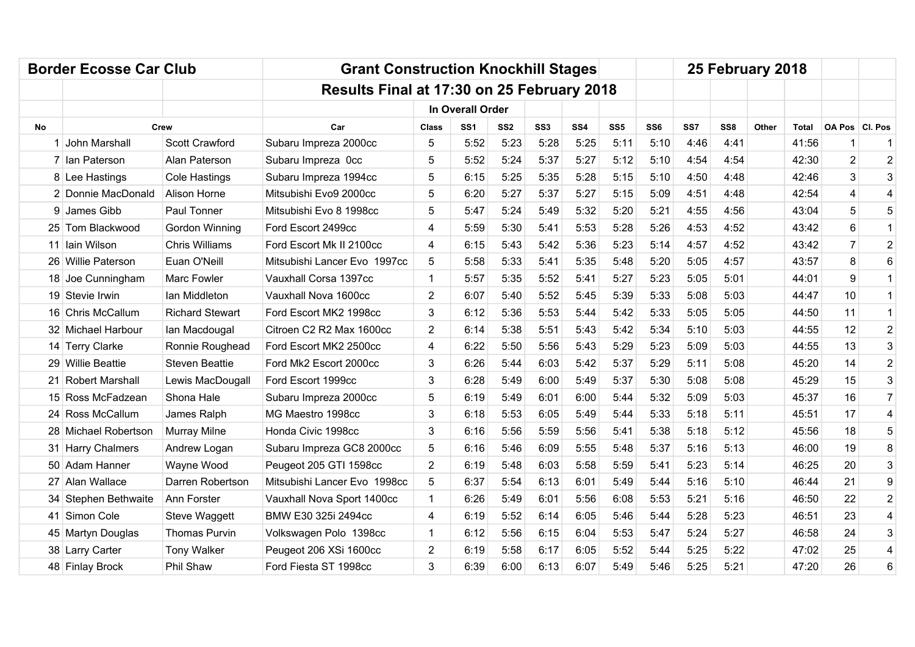| Border Ecosse Car Club | | | Grant Construction Knockhill Stages | | | | | | | | | | | 25 February 2018 | | | |
|---|---|---|---|---|---|---|---|---|---|---|---|---|---|---|---|---|---|
| | | | Results Final at 17:30 on 25 February 2018 | | | | | | | | | | | | | | |
| | | | | In Overall Order | | | | | | | | | | | | | |
| No | Crew | | Car | Class | SS1 | SS2 | SS3 | SS4 | SS5 | SS6 | SS7 | SS8 | Other | Total | OA Pos | Cl. Pos |
| 1 | John Marshall | Scott Crawford | Subaru Impreza 2000cc | 5 | 5:52 | 5:23 | 5:28 | 5:25 | 5:11 | 5:10 | 4:46 | 4:41 | | 41:56 | 1 | 1 |
| 7 | Ian Paterson | Alan Paterson | Subaru Impreza 0cc | 5 | 5:52 | 5:24 | 5:37 | 5:27 | 5:12 | 5:10 | 4:54 | 4:54 | | 42:30 | 2 | 2 |
| 8 | Lee Hastings | Cole Hastings | Subaru Impreza 1994cc | 5 | 6:15 | 5:25 | 5:35 | 5:28 | 5:15 | 5:10 | 4:50 | 4:48 | | 42:46 | 3 | 3 |
| 2 | Donnie MacDonald | Alison Horne | Mitsubishi Evo9 2000cc | 5 | 6:20 | 5:27 | 5:37 | 5:27 | 5:15 | 5:09 | 4:51 | 4:48 | | 42:54 | 4 | 4 |
| 9 | James Gibb | Paul Tonner | Mitsubishi Evo 8 1998cc | 5 | 5:47 | 5:24 | 5:49 | 5:32 | 5:20 | 5:21 | 4:55 | 4:56 | | 43:04 | 5 | 5 |
| 25 | Tom Blackwood | Gordon Winning | Ford Escort 2499cc | 4 | 5:59 | 5:30 | 5:41 | 5:53 | 5:28 | 5:26 | 4:53 | 4:52 | | 43:42 | 6 | 1 |
| 11 | Iain Wilson | Chris Williams | Ford Escort Mk II 2100cc | 4 | 6:15 | 5:43 | 5:42 | 5:36 | 5:23 | 5:14 | 4:57 | 4:52 | | 43:42 | 7 | 2 |
| 26 | Willie Paterson | Euan O'Neill | Mitsubishi Lancer Evo 1997cc | 5 | 5:58 | 5:33 | 5:41 | 5:35 | 5:48 | 5:20 | 5:05 | 4:57 | | 43:57 | 8 | 6 |
| 18 | Joe Cunningham | Marc Fowler | Vauxhall Corsa 1397cc | 1 | 5:57 | 5:35 | 5:52 | 5:41 | 5:27 | 5:23 | 5:05 | 5:01 | | 44:01 | 9 | 1 |
| 19 | Stevie Irwin | Ian Middleton | Vauxhall Nova 1600cc | 2 | 6:07 | 5:40 | 5:52 | 5:45 | 5:39 | 5:33 | 5:08 | 5:03 | | 44:47 | 10 | 1 |
| 16 | Chris McCallum | Richard Stewart | Ford Escort MK2 1998cc | 3 | 6:12 | 5:36 | 5:53 | 5:44 | 5:42 | 5:33 | 5:05 | 5:05 | | 44:50 | 11 | 1 |
| 32 | Michael Harbour | Ian Macdougal | Citroen C2 R2 Max 1600cc | 2 | 6:14 | 5:38 | 5:51 | 5:43 | 5:42 | 5:34 | 5:10 | 5:03 | | 44:55 | 12 | 2 |
| 14 | Terry Clarke | Ronnie Roughead | Ford Escort MK2 2500cc | 4 | 6:22 | 5:50 | 5:56 | 5:43 | 5:29 | 5:23 | 5:09 | 5:03 | | 44:55 | 13 | 3 |
| 29 | Willie Beattie | Steven Beattie | Ford Mk2 Escort 2000cc | 3 | 6:26 | 5:44 | 6:03 | 5:42 | 5:37 | 5:29 | 5:11 | 5:08 | | 45:20 | 14 | 2 |
| 21 | Robert Marshall | Lewis MacDougall | Ford Escort 1999cc | 3 | 6:28 | 5:49 | 6:00 | 5:49 | 5:37 | 5:30 | 5:08 | 5:08 | | 45:29 | 15 | 3 |
| 15 | Ross McFadzean | Shona Hale | Subaru Impreza 2000cc | 5 | 6:19 | 5:49 | 6:01 | 6:00 | 5:44 | 5:32 | 5:09 | 5:03 | | 45:37 | 16 | 7 |
| 24 | Ross McCallum | James Ralph | MG Maestro 1998cc | 3 | 6:18 | 5:53 | 6:05 | 5:49 | 5:44 | 5:33 | 5:18 | 5:11 | | 45:51 | 17 | 4 |
| 28 | Michael Robertson | Murray Milne | Honda Civic 1998cc | 3 | 6:16 | 5:56 | 5:59 | 5:56 | 5:41 | 5:38 | 5:18 | 5:12 | | 45:56 | 18 | 5 |
| 31 | Harry Chalmers | Andrew Logan | Subaru Impreza GC8 2000cc | 5 | 6:16 | 5:46 | 6:09 | 5:55 | 5:48 | 5:37 | 5:16 | 5:13 | | 46:00 | 19 | 8 |
| 50 | Adam Hanner | Wayne Wood | Peugeot 205 GTI 1598cc | 2 | 6:19 | 5:48 | 6:03 | 5:58 | 5:59 | 5:41 | 5:23 | 5:14 | | 46:25 | 20 | 3 |
| 27 | Alan Wallace | Darren Robertson | Mitsubishi Lancer Evo 1998cc | 5 | 6:37 | 5:54 | 6:13 | 6:01 | 5:49 | 5:44 | 5:16 | 5:10 | | 46:44 | 21 | 9 |
| 34 | Stephen Bethwaite | Ann Forster | Vauxhall Nova Sport 1400cc | 1 | 6:26 | 5:49 | 6:01 | 5:56 | 6:08 | 5:53 | 5:21 | 5:16 | | 46:50 | 22 | 2 |
| 41 | Simon Cole | Steve Waggett | BMW E30 325i 2494cc | 4 | 6:19 | 5:52 | 6:14 | 6:05 | 5:46 | 5:44 | 5:28 | 5:23 | | 46:51 | 23 | 4 |
| 45 | Martyn Douglas | Thomas Purvin | Volkswagen Polo 1398cc | 1 | 6:12 | 5:56 | 6:15 | 6:04 | 5:53 | 5:47 | 5:24 | 5:27 | | 46:58 | 24 | 3 |
| 38 | Larry Carter | Tony Walker | Peugeot 206 XSi 1600cc | 2 | 6:19 | 5:58 | 6:17 | 6:05 | 5:52 | 5:44 | 5:25 | 5:22 | | 47:02 | 25 | 4 |
| 48 | Finlay Brock | Phil Shaw | Ford Fiesta ST 1998cc | 3 | 6:39 | 6:00 | 6:13 | 6:07 | 5:49 | 5:46 | 5:25 | 5:21 | | 47:20 | 26 | 6 |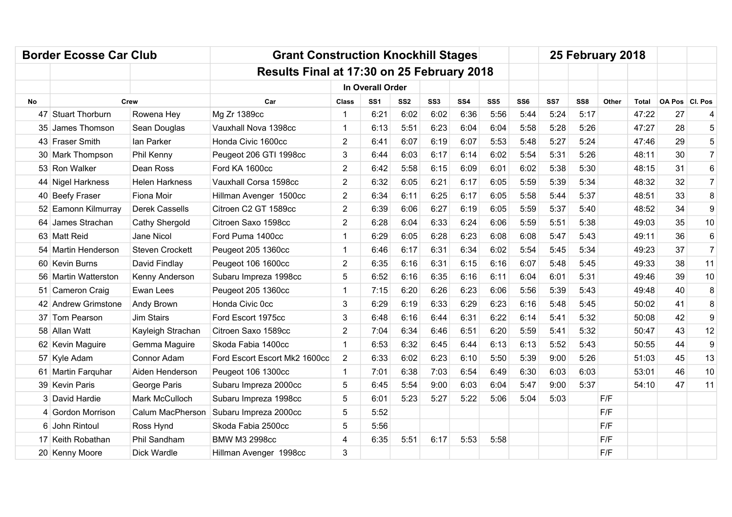| Border Ecosse Car Club | | | Grant Construction Knockhill Stages | | | | | | | | | | 25 February 2018 | | | | |
|---|---|---|---|---|---|---|---|---|---|---|---|---|---|---|---|---|---|
| | | | Results Final at 17:30 on 25 February 2018 | | | | | | | | | | | | | | |
| | | | In Overall Order | | | | | | | | | | | | | | |
| No | Crew | | Car | Class | SS1 | SS2 | SS3 | SS4 | SS5 | SS6 | SS7 | SS8 | Other | Total | OA Pos | Cl. Pos |
| 47 | Stuart Thorburn | Rowena Hey | Mg Zr 1389cc | 1 | 6:21 | 6:02 | 6:02 | 6:36 | 5:56 | 5:44 | 5:24 | 5:17 | | 47:22 | 27 | 4 |
| 35 | James Thomson | Sean Douglas | Vauxhall Nova 1398cc | 1 | 6:13 | 5:51 | 6:23 | 6:04 | 6:04 | 5:58 | 5:28 | 5:26 | | 47:27 | 28 | 5 |
| 43 | Fraser Smith | Ian Parker | Honda Civic 1600cc | 2 | 6:41 | 6:07 | 6:19 | 6:07 | 5:53 | 5:48 | 5:27 | 5:24 | | 47:46 | 29 | 5 |
| 30 | Mark Thompson | Phil Kenny | Peugeot 206 GTI 1998cc | 3 | 6:44 | 6:03 | 6:17 | 6:14 | 6:02 | 5:54 | 5:31 | 5:26 | | 48:11 | 30 | 7 |
| 53 | Ron Walker | Dean Ross | Ford KA 1600cc | 2 | 6:42 | 5:58 | 6:15 | 6:09 | 6:01 | 6:02 | 5:38 | 5:30 | | 48:15 | 31 | 6 |
| 44 | Nigel Harkness | Helen Harkness | Vauxhall Corsa 1598cc | 2 | 6:32 | 6:05 | 6:21 | 6:17 | 6:05 | 5:59 | 5:39 | 5:34 | | 48:32 | 32 | 7 |
| 40 | Beefy Fraser | Fiona Moir | Hillman Avenger 1500cc | 2 | 6:34 | 6:11 | 6:25 | 6:17 | 6:05 | 5:58 | 5:44 | 5:37 | | 48:51 | 33 | 8 |
| 52 | Eamonn Kilmurray | Derek Cassells | Citroen C2 GT 1589cc | 2 | 6:39 | 6:06 | 6:27 | 6:19 | 6:05 | 5:59 | 5:37 | 5:40 | | 48:52 | 34 | 9 |
| 64 | James Strachan | Cathy Shergold | Citroen Saxo 1598cc | 2 | 6:28 | 6:04 | 6:33 | 6:24 | 6:06 | 5:59 | 5:51 | 5:38 | | 49:03 | 35 | 10 |
| 63 | Matt Reid | Jane Nicol | Ford Puma 1400cc | 1 | 6:29 | 6:05 | 6:28 | 6:23 | 6:08 | 6:08 | 5:47 | 5:43 | | 49:11 | 36 | 6 |
| 54 | Martin Henderson | Steven Crockett | Peugeot 205 1360cc | 1 | 6:46 | 6:17 | 6:31 | 6:34 | 6:02 | 5:54 | 5:45 | 5:34 | | 49:23 | 37 | 7 |
| 60 | Kevin Burns | David Findlay | Peugeot 106 1600cc | 2 | 6:35 | 6:16 | 6:31 | 6:15 | 6:16 | 6:07 | 5:48 | 5:45 | | 49:33 | 38 | 11 |
| 56 | Martin Watterston | Kenny Anderson | Subaru Impreza 1998cc | 5 | 6:52 | 6:16 | 6:35 | 6:16 | 6:11 | 6:04 | 6:01 | 5:31 | | 49:46 | 39 | 10 |
| 51 | Cameron Craig | Ewan Lees | Peugeot 205 1360cc | 1 | 7:15 | 6:20 | 6:26 | 6:23 | 6:06 | 5:56 | 5:39 | 5:43 | | 49:48 | 40 | 8 |
| 42 | Andrew Grimstone | Andy Brown | Honda Civic 0cc | 3 | 6:29 | 6:19 | 6:33 | 6:29 | 6:23 | 6:16 | 5:48 | 5:45 | | 50:02 | 41 | 8 |
| 37 | Tom Pearson | Jim Stairs | Ford Escort 1975cc | 3 | 6:48 | 6:16 | 6:44 | 6:31 | 6:22 | 6:14 | 5:41 | 5:32 | | 50:08 | 42 | 9 |
| 58 | Allan Watt | Kayleigh Strachan | Citroen Saxo 1589cc | 2 | 7:04 | 6:34 | 6:46 | 6:51 | 6:20 | 5:59 | 5:41 | 5:32 | | 50:47 | 43 | 12 |
| 62 | Kevin Maguire | Gemma Maguire | Skoda Fabia 1400cc | 1 | 6:53 | 6:32 | 6:45 | 6:44 | 6:13 | 6:13 | 5:52 | 5:43 | | 50:55 | 44 | 9 |
| 57 | Kyle Adam | Connor Adam | Ford Escort Escort Mk2 1600cc | 2 | 6:33 | 6:02 | 6:23 | 6:10 | 5:50 | 5:39 | 9:00 | 5:26 | | 51:03 | 45 | 13 |
| 61 | Martin Farquhar | Aiden Henderson | Peugeot 106 1300cc | 1 | 7:01 | 6:38 | 7:03 | 6:54 | 6:49 | 6:30 | 6:03 | 6:03 | | 53:01 | 46 | 10 |
| 39 | Kevin Paris | George Paris | Subaru Impreza 2000cc | 5 | 6:45 | 5:54 | 9:00 | 6:03 | 6:04 | 5:47 | 9:00 | 5:37 | | 54:10 | 47 | 11 |
| 3 | David Hardie | Mark McCulloch | Subaru Impreza 1998cc | 5 | 6:01 | 5:23 | 5:27 | 5:22 | 5:06 | 5:04 | 5:03 | | F/F | | | |
| 4 | Gordon Morrison | Calum MacPherson | Subaru Impreza 2000cc | 5 | 5:52 | | | | | | | | F/F | | | |
| 6 | John Rintoul | Ross Hynd | Skoda Fabia 2500cc | 5 | 5:56 | | | | | | | | F/F | | | |
| 17 | Keith Robathan | Phil Sandham | BMW M3 2998cc | 4 | 6:35 | 5:51 | 6:17 | 5:53 | 5:58 | | | | F/F | | | |
| 20 | Kenny Moore | Dick Wardle | Hillman Avenger 1998cc | 3 | | | | | | | | | F/F | | | |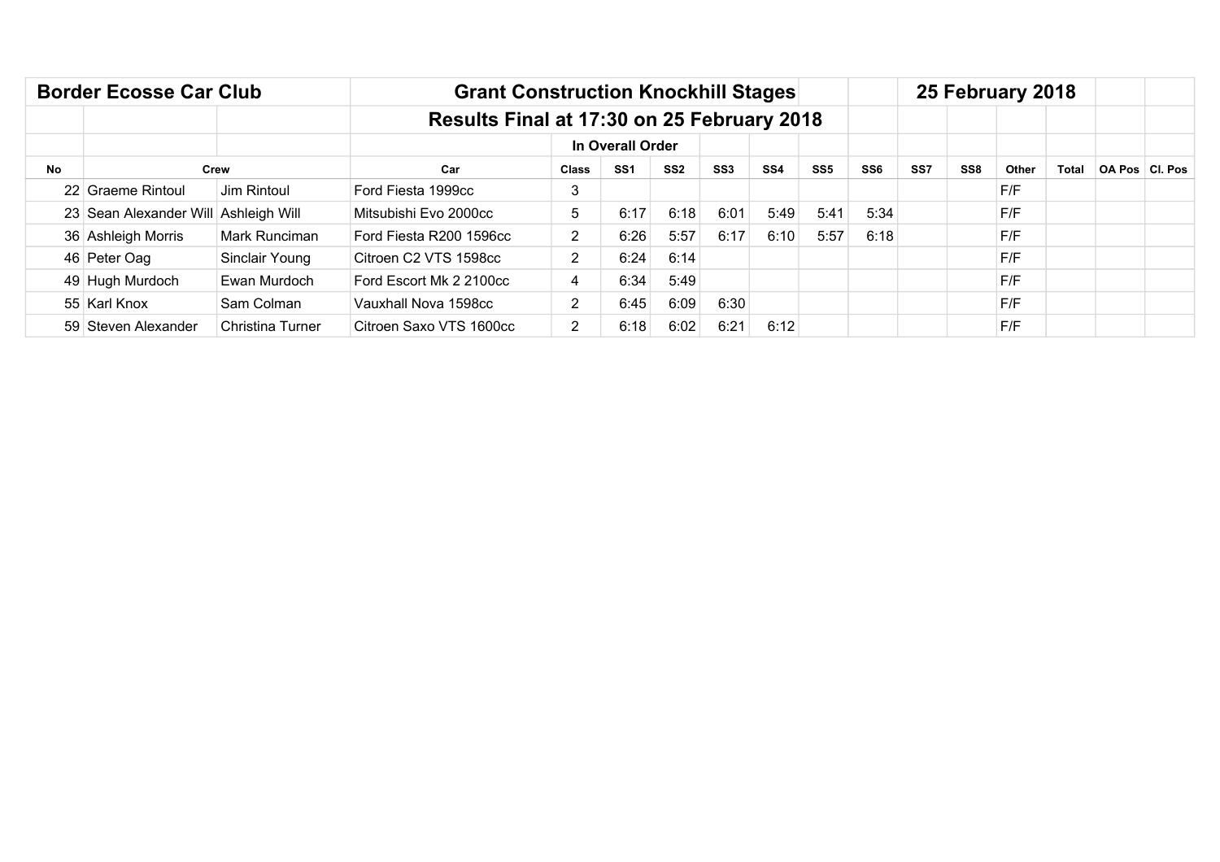| Border Ecosse Car Club | | | Grant Construction Knockhill Stages | | | | | | | | | | | 25 February 2018 | | | |
|---|---|---|---|---|---|---|---|---|---|---|---|---|---|---|---|---|---|
| | | | Results Final at 17:30 on 25 February 2018 | | | | | | | | | | | | | | |
| | | | | In Overall Order | | | | | | | | | | | | | |
| No | Crew | | Car | Class | SS1 | SS2 | SS3 | SS4 | SS5 | SS6 | SS7 | SS8 | Other | Total | OA Pos | Cl. Pos |
| 22 | Graeme Rintoul | Jim Rintoul | Ford Fiesta 1999cc | 3 | | | | | | | | | F/F | | | |
| 23 | Sean Alexander Will | Ashleigh Will | Mitsubishi Evo 2000cc | 5 | 6:17 | 6:18 | 6:01 | 5:49 | 5:41 | 5:34 | | | F/F | | | |
| 36 | Ashleigh Morris | Mark Runciman | Ford Fiesta R200 1596cc | 2 | 6:26 | 5:57 | 6:17 | 6:10 | 5:57 | 6:18 | | | F/F | | | |
| 46 | Peter Oag | Sinclair Young | Citroen C2 VTS 1598cc | 2 | 6:24 | 6:14 | | | | | | | F/F | | | |
| 49 | Hugh Murdoch | Ewan Murdoch | Ford Escort Mk 2 2100cc | 4 | 6:34 | 5:49 | | | | | | | F/F | | | |
| 55 | Karl Knox | Sam Colman | Vauxhall Nova 1598cc | 2 | 6:45 | 6:09 | 6:30 | | | | | | F/F | | | |
| 59 | Steven Alexander | Christina Turner | Citroen Saxo VTS 1600cc | 2 | 6:18 | 6:02 | 6:21 | 6:12 | | | | | F/F | | | |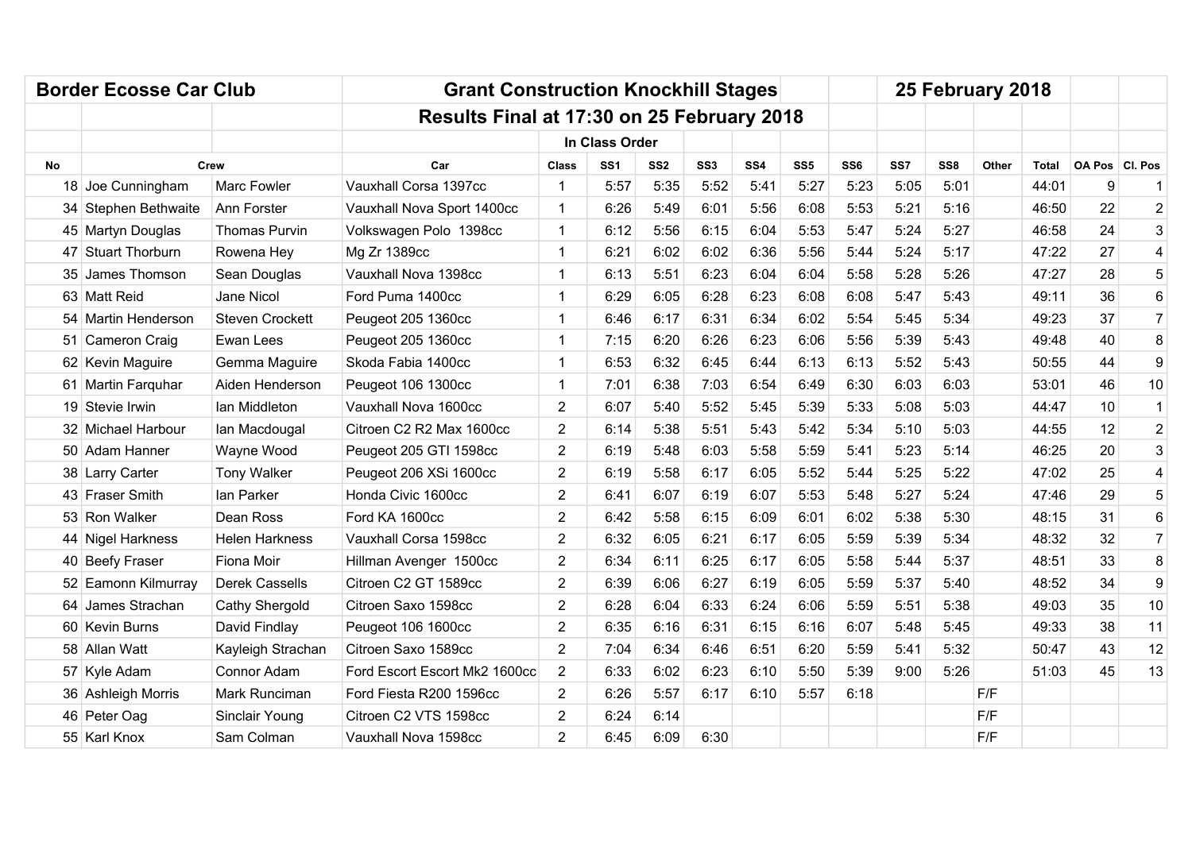| Border Ecosse Car Club | | | Grant Construction Knockhill Stages | | | | | | | | 25 February 2018 | | | | | |
|---|---|---|---|---|---|---|---|---|---|---|---|---|---|---|---|---|
| | | | Results Final at 17:30 on 25 February 2018 | | | | | | | | | | | | | |
| | | | | In Class Order | | | | | | | | | | | | |
| No | Crew | | Car | Class | SS1 | SS2 | SS3 | SS4 | SS5 | SS6 | SS7 | SS8 | Other | Total | OA Pos | Cl. Pos |
| 18 | Joe Cunningham | Marc Fowler | Vauxhall Corsa 1397cc | 1 | 5:57 | 5:35 | 5:52 | 5:41 | 5:27 | 5:23 | 5:05 | 5:01 | | 44:01 | 9 | 1 |
| 34 | Stephen Bethwaite | Ann Forster | Vauxhall Nova Sport 1400cc | 1 | 6:26 | 5:49 | 6:01 | 5:56 | 6:08 | 5:53 | 5:21 | 5:16 | | 46:50 | 22 | 2 |
| 45 | Martyn Douglas | Thomas Purvin | Volkswagen Polo 1398cc | 1 | 6:12 | 5:56 | 6:15 | 6:04 | 5:53 | 5:47 | 5:24 | 5:27 | | 46:58 | 24 | 3 |
| 47 | Stuart Thorburn | Rowena Hey | Mg Zr 1389cc | 1 | 6:21 | 6:02 | 6:02 | 6:36 | 5:56 | 5:44 | 5:24 | 5:17 | | 47:22 | 27 | 4 |
| 35 | James Thomson | Sean Douglas | Vauxhall Nova 1398cc | 1 | 6:13 | 5:51 | 6:23 | 6:04 | 6:04 | 5:58 | 5:28 | 5:26 | | 47:27 | 28 | 5 |
| 63 | Matt Reid | Jane Nicol | Ford Puma 1400cc | 1 | 6:29 | 6:05 | 6:28 | 6:23 | 6:08 | 6:08 | 5:47 | 5:43 | | 49:11 | 36 | 6 |
| 54 | Martin Henderson | Steven Crockett | Peugeot 205 1360cc | 1 | 6:46 | 6:17 | 6:31 | 6:34 | 6:02 | 5:54 | 5:45 | 5:34 | | 49:23 | 37 | 7 |
| 51 | Cameron Craig | Ewan Lees | Peugeot 205 1360cc | 1 | 7:15 | 6:20 | 6:26 | 6:23 | 6:06 | 5:56 | 5:39 | 5:43 | | 49:48 | 40 | 8 |
| 62 | Kevin Maguire | Gemma Maguire | Skoda Fabia 1400cc | 1 | 6:53 | 6:32 | 6:45 | 6:44 | 6:13 | 6:13 | 5:52 | 5:43 | | 50:55 | 44 | 9 |
| 61 | Martin Farquhar | Aiden Henderson | Peugeot 106 1300cc | 1 | 7:01 | 6:38 | 7:03 | 6:54 | 6:49 | 6:30 | 6:03 | 6:03 | | 53:01 | 46 | 10 |
| 19 | Stevie Irwin | Ian Middleton | Vauxhall Nova 1600cc | 2 | 6:07 | 5:40 | 5:52 | 5:45 | 5:39 | 5:33 | 5:08 | 5:03 | | 44:47 | 10 | 1 |
| 32 | Michael Harbour | Ian Macdougal | Citroen C2 R2 Max 1600cc | 2 | 6:14 | 5:38 | 5:51 | 5:43 | 5:42 | 5:34 | 5:10 | 5:03 | | 44:55 | 12 | 2 |
| 50 | Adam Hanner | Wayne Wood | Peugeot 205 GTI 1598cc | 2 | 6:19 | 5:48 | 6:03 | 5:58 | 5:59 | 5:41 | 5:23 | 5:14 | | 46:25 | 20 | 3 |
| 38 | Larry Carter | Tony Walker | Peugeot 206 XSi 1600cc | 2 | 6:19 | 5:58 | 6:17 | 6:05 | 5:52 | 5:44 | 5:25 | 5:22 | | 47:02 | 25 | 4 |
| 43 | Fraser Smith | Ian Parker | Honda Civic 1600cc | 2 | 6:41 | 6:07 | 6:19 | 6:07 | 5:53 | 5:48 | 5:27 | 5:24 | | 47:46 | 29 | 5 |
| 53 | Ron Walker | Dean Ross | Ford KA 1600cc | 2 | 6:42 | 5:58 | 6:15 | 6:09 | 6:01 | 6:02 | 5:38 | 5:30 | | 48:15 | 31 | 6 |
| 44 | Nigel Harkness | Helen Harkness | Vauxhall Corsa 1598cc | 2 | 6:32 | 6:05 | 6:21 | 6:17 | 6:05 | 5:59 | 5:39 | 5:34 | | 48:32 | 32 | 7 |
| 40 | Beefy Fraser | Fiona Moir | Hillman Avenger 1500cc | 2 | 6:34 | 6:11 | 6:25 | 6:17 | 6:05 | 5:58 | 5:44 | 5:37 | | 48:51 | 33 | 8 |
| 52 | Eamonn Kilmurray | Derek Cassells | Citroen C2 GT 1589cc | 2 | 6:39 | 6:06 | 6:27 | 6:19 | 6:05 | 5:59 | 5:37 | 5:40 | | 48:52 | 34 | 9 |
| 64 | James Strachan | Cathy Shergold | Citroen Saxo 1598cc | 2 | 6:28 | 6:04 | 6:33 | 6:24 | 6:06 | 5:59 | 5:51 | 5:38 | | 49:03 | 35 | 10 |
| 60 | Kevin Burns | David Findlay | Peugeot 106 1600cc | 2 | 6:35 | 6:16 | 6:31 | 6:15 | 6:16 | 6:07 | 5:48 | 5:45 | | 49:33 | 38 | 11 |
| 58 | Allan Watt | Kayleigh Strachan | Citroen Saxo 1589cc | 2 | 7:04 | 6:34 | 6:46 | 6:51 | 6:20 | 5:59 | 5:41 | 5:32 | | 50:47 | 43 | 12 |
| 57 | Kyle Adam | Connor Adam | Ford Escort Escort Mk2 1600cc | 2 | 6:33 | 6:02 | 6:23 | 6:10 | 5:50 | 5:39 | 9:00 | 5:26 | | 51:03 | 45 | 13 |
| 36 | Ashleigh Morris | Mark Runciman | Ford Fiesta R200 1596cc | 2 | 6:26 | 5:57 | 6:17 | 6:10 | 5:57 | 6:18 | | | F/F | | | |
| 46 | Peter Oag | Sinclair Young | Citroen C2 VTS 1598cc | 2 | 6:24 | 6:14 | | | | | | | F/F | | | |
| 55 | Karl Knox | Sam Colman | Vauxhall Nova 1598cc | 2 | 6:45 | 6:09 | 6:30 | | | | | | F/F | | | |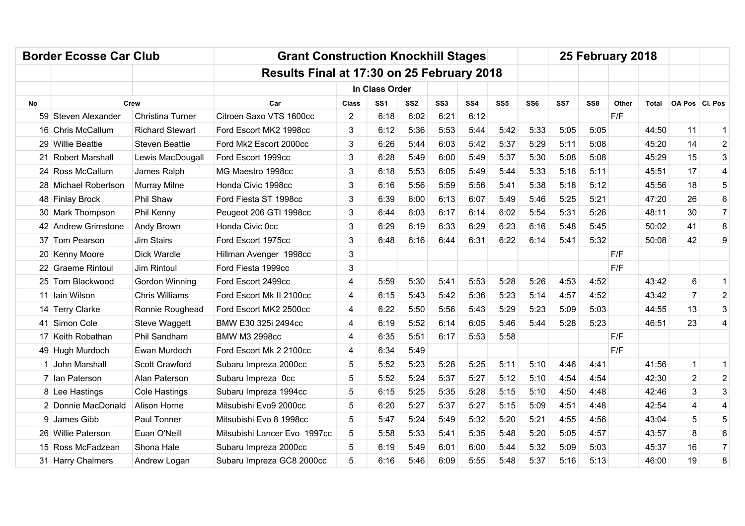**Border Ecosse Car Club** | **Grant Construction Knockhill Stages** | **25 February 2018**

**Results Final at 17:30 on 25 February 2018**

**In Class Order**

| No | Crew | | Car | Class | SS1 | SS2 | SS3 | SS4 | SS5 | SS6 | SS7 | SS8 | Other | Total | OA Pos | Cl. Pos |
|---|---|---|---|---|---|---|---|---|---|---|---|---|---|---|---|---|
| 59 | Steven Alexander | Christina Turner | Citroen Saxo VTS 1600cc | 2 | 6:18 | 6:02 | 6:21 | 6:12 | | | | | F/F | | | |
| 16 | Chris McCallum | Richard Stewart | Ford Escort MK2 1998cc | 3 | 6:12 | 5:36 | 5:53 | 5:44 | 5:42 | 5:33 | 5:05 | 5:05 | | 44:50 | 11 | 1 |
| 29 | Willie Beattie | Steven Beattie | Ford Mk2 Escort 2000cc | 3 | 6:26 | 5:44 | 6:03 | 5:42 | 5:37 | 5:29 | 5:11 | 5:08 | | 45:20 | 14 | 2 |
| 21 | Robert Marshall | Lewis MacDougall | Ford Escort 1999cc | 3 | 6:28 | 5:49 | 6:00 | 5:49 | 5:37 | 5:30 | 5:08 | 5:08 | | 45:29 | 15 | 3 |
| 24 | Ross McCallum | James Ralph | MG Maestro 1998cc | 3 | 6:18 | 5:53 | 6:05 | 5:49 | 5:44 | 5:33 | 5:18 | 5:11 | | 45:51 | 17 | 4 |
| 28 | Michael Robertson | Murray Milne | Honda Civic 1998cc | 3 | 6:16 | 5:56 | 5:59 | 5:56 | 5:41 | 5:38 | 5:18 | 5:12 | | 45:56 | 18 | 5 |
| 48 | Finlay Brock | Phil Shaw | Ford Fiesta ST 1998cc | 3 | 6:39 | 6:00 | 6:13 | 6:07 | 5:49 | 5:46 | 5:25 | 5:21 | | 47:20 | 26 | 6 |
| 30 | Mark Thompson | Phil Kenny | Peugeot 206 GTI 1998cc | 3 | 6:44 | 6:03 | 6:17 | 6:14 | 6:02 | 5:54 | 5:31 | 5:26 | | 48:11 | 30 | 7 |
| 42 | Andrew Grimstone | Andy Brown | Honda Civic 0cc | 3 | 6:29 | 6:19 | 6:33 | 6:29 | 6:23 | 6:16 | 5:48 | 5:45 | | 50:02 | 41 | 8 |
| 37 | Tom Pearson | Jim Stairs | Ford Escort 1975cc | 3 | 6:48 | 6:16 | 6:44 | 6:31 | 6:22 | 6:14 | 5:41 | 5:32 | | 50:08 | 42 | 9 |
| 20 | Kenny Moore | Dick Wardle | Hillman Avenger 1998cc | 3 | | | | | | | | | F/F | | | |
| 22 | Graeme Rintoul | Jim Rintoul | Ford Fiesta 1999cc | 3 | | | | | | | | | F/F | | | |
| 25 | Tom Blackwood | Gordon Winning | Ford Escort 2499cc | 4 | 5:59 | 5:30 | 5:41 | 5:53 | 5:28 | 5:26 | 4:53 | 4:52 | | 43:42 | 6 | 1 |
| 11 | Iain Wilson | Chris Williams | Ford Escort Mk II 2100cc | 4 | 6:15 | 5:43 | 5:42 | 5:36 | 5:23 | 5:14 | 4:57 | 4:52 | | 43:42 | 7 | 2 |
| 14 | Terry Clarke | Ronnie Roughead | Ford Escort MK2 2500cc | 4 | 6:22 | 5:50 | 5:56 | 5:43 | 5:29 | 5:23 | 5:09 | 5:03 | | 44:55 | 13 | 3 |
| 41 | Simon Cole | Steve Waggett | BMW E30 325i 2494cc | 4 | 6:19 | 5:52 | 6:14 | 6:05 | 5:46 | 5:44 | 5:28 | 5:23 | | 46:51 | 23 | 4 |
| 17 | Keith Robathan | Phil Sandham | BMW M3 2998cc | 4 | 6:35 | 5:51 | 6:17 | 5:53 | 5:58 | | | | F/F | | | |
| 49 | Hugh Murdoch | Ewan Murdoch | Ford Escort Mk 2 2100cc | 4 | 6:34 | 5:49 | | | | | | | F/F | | | |
| 1 | John Marshall | Scott Crawford | Subaru Impreza 2000cc | 5 | 5:52 | 5:23 | 5:28 | 5:25 | 5:11 | 5:10 | 4:46 | 4:41 | | 41:56 | 1 | 1 |
| 7 | Ian Paterson | Alan Paterson | Subaru Impreza 0cc | 5 | 5:52 | 5:24 | 5:37 | 5:27 | 5:12 | 5:10 | 4:54 | 4:54 | | 42:30 | 2 | 2 |
| 8 | Lee Hastings | Cole Hastings | Subaru Impreza 1994cc | 5 | 6:15 | 5:25 | 5:35 | 5:28 | 5:15 | 5:10 | 4:50 | 4:48 | | 42:46 | 3 | 3 |
| 2 | Donnie MacDonald | Alison Horne | Mitsubishi Evo9 2000cc | 5 | 6:20 | 5:27 | 5:37 | 5:27 | 5:15 | 5:09 | 4:51 | 4:48 | | 42:54 | 4 | 4 |
| 9 | James Gibb | Paul Tonner | Mitsubishi Evo 8 1998cc | 5 | 5:47 | 5:24 | 5:49 | 5:32 | 5:20 | 5:21 | 4:55 | 4:56 | | 43:04 | 5 | 5 |
| 26 | Willie Paterson | Euan O'Neill | Mitsubishi Lancer Evo 1997cc | 5 | 5:58 | 5:33 | 5:41 | 5:35 | 5:48 | 5:20 | 5:05 | 4:57 | | 43:57 | 8 | 6 |
| 15 | Ross McFadzean | Shona Hale | Subaru Impreza 2000cc | 5 | 6:19 | 5:49 | 6:01 | 6:00 | 5:44 | 5:32 | 5:09 | 5:03 | | 45:37 | 16 | 7 |
| 31 | Harry Chalmers | Andrew Logan | Subaru Impreza GC8 2000cc | 5 | 6:16 | 5:46 | 6:09 | 5:55 | 5:48 | 5:37 | 5:16 | 5:13 | | 46:00 | 19 | 8 |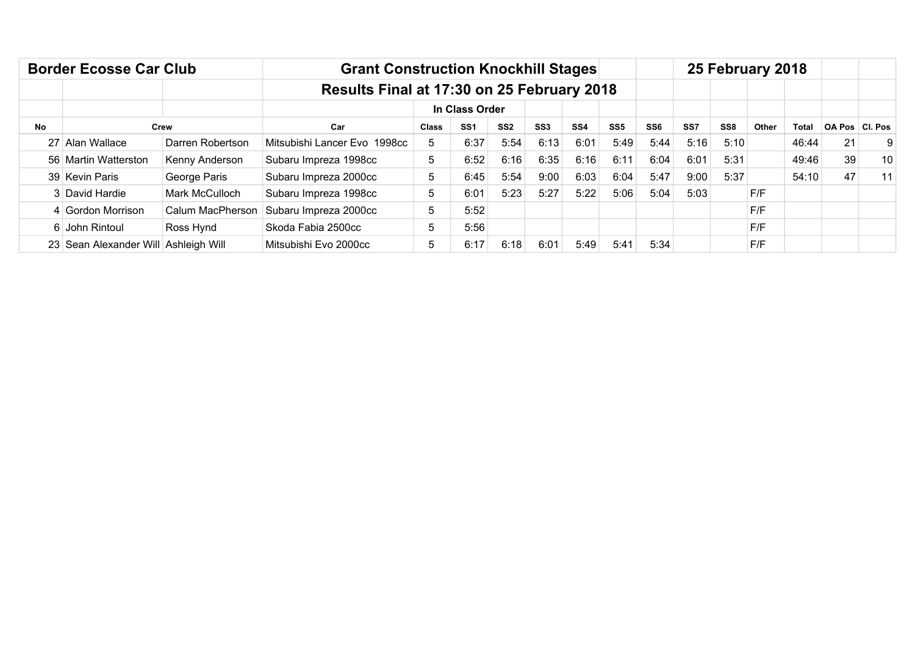**Border Ecosse Car Club** | **Grant Construction Knockhill Stages** | **25 February 2018**

**Results Final at 17:30 on 25 February 2018**

**In Class Order**

| No | Crew | | Car | Class | SS1 | SS2 | SS3 | SS4 | SS5 | SS6 | SS7 | SS8 | Other | Total | OA Pos | Cl. Pos |
|---|---|---|---|---|---|---|---|---|---|---|---|---|---|---|---|---|
| 27 | Alan Wallace | Darren Robertson | Mitsubishi Lancer Evo 1998cc | 5 | 6:37 | 5:54 | 6:13 | 6:01 | 5:49 | 5:44 | 5:16 | 5:10 | | 46:44 | 21 | 9 |
| 56 | Martin Watterston | Kenny Anderson | Subaru Impreza 1998cc | 5 | 6:52 | 6:16 | 6:35 | 6:16 | 6:11 | 6:04 | 6:01 | 5:31 | | 49:46 | 39 | 10 |
| 39 | Kevin Paris | George Paris | Subaru Impreza 2000cc | 5 | 6:45 | 5:54 | 9:00 | 6:03 | 6:04 | 5:47 | 9:00 | 5:37 | | 54:10 | 47 | 11 |
| 3 | David Hardie | Mark McCulloch | Subaru Impreza 1998cc | 5 | 6:01 | 5:23 | 5:27 | 5:22 | 5:06 | 5:04 | 5:03 | | F/F | | | |
| 4 | Gordon Morrison | Calum MacPherson | Subaru Impreza 2000cc | 5 | 5:52 | | | | | | | | F/F | | | |
| 6 | John Rintoul | Ross Hynd | Skoda Fabia 2500cc | 5 | 5:56 | | | | | | | | F/F | | | |
| 23 | Sean Alexander Will | Ashleigh Will | Mitsubishi Evo 2000cc | 5 | 6:17 | 6:18 | 6:01 | 5:49 | 5:41 | 5:34 | | | F/F | | | |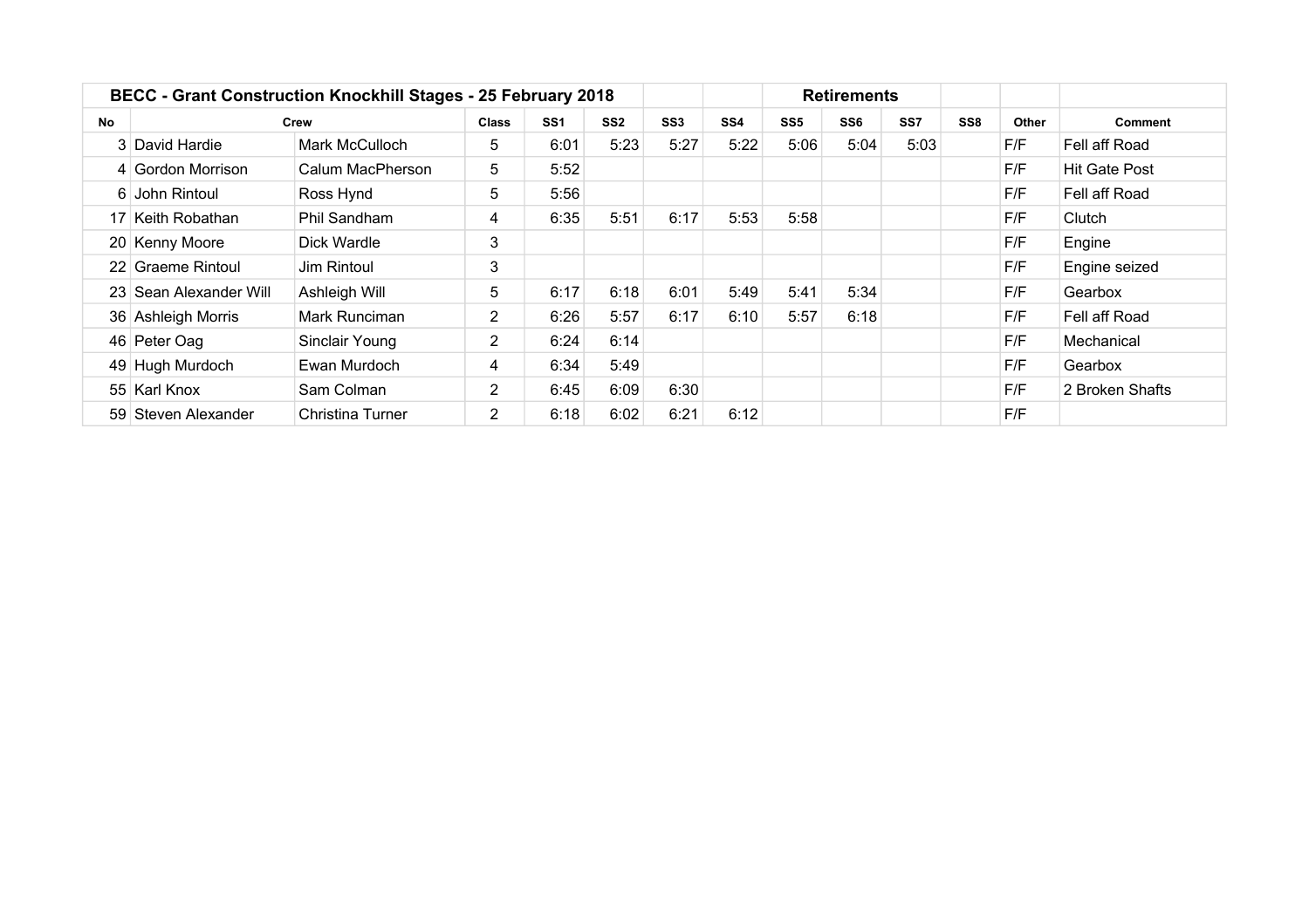| BECC - Grant Construction Knockhill Stages - 25 February 2018 | | | | | | | | Retirements | | | | | |
|---|---|---|---|---|---|---|---|---|---|---|---|---|---|
| No | Crew | | Class | SS1 | SS2 | SS3 | SS4 | SS5 | SS6 | SS7 | SS8 | Other | Comment |
| 3 | David Hardie | Mark McCulloch | 5 | 6:01 | 5:23 | 5:27 | 5:22 | 5:06 | 5:04 | 5:03 | | F/F | Fell aff Road |
| 4 | Gordon Morrison | Calum MacPherson | 5 | 5:52 | | | | | | | | F/F | Hit Gate Post |
| 6 | John Rintoul | Ross Hynd | 5 | 5:56 | | | | | | | | F/F | Fell aff Road |
| 17 | Keith Robathan | Phil Sandham | 4 | 6:35 | 5:51 | 6:17 | 5:53 | 5:58 | | | | F/F | Clutch |
| 20 | Kenny Moore | Dick Wardle | 3 | | | | | | | | | F/F | Engine |
| 22 | Graeme Rintoul | Jim Rintoul | 3 | | | | | | | | | F/F | Engine seized |
| 23 | Sean Alexander Will | Ashleigh Will | 5 | 6:17 | 6:18 | 6:01 | 5:49 | 5:41 | 5:34 | | | F/F | Gearbox |
| 36 | Ashleigh Morris | Mark Runciman | 2 | 6:26 | 5:57 | 6:17 | 6:10 | 5:57 | 6:18 | | | F/F | Fell aff Road |
| 46 | Peter Oag | Sinclair Young | 2 | 6:24 | 6:14 | | | | | | | F/F | Mechanical |
| 49 | Hugh Murdoch | Ewan Murdoch | 4 | 6:34 | 5:49 | | | | | | | F/F | Gearbox |
| 55 | Karl Knox | Sam Colman | 2 | 6:45 | 6:09 | 6:30 | | | | | | F/F | 2 Broken Shafts |
| 59 | Steven Alexander | Christina Turner | 2 | 6:18 | 6:02 | 6:21 | 6:12 | | | | | F/F | |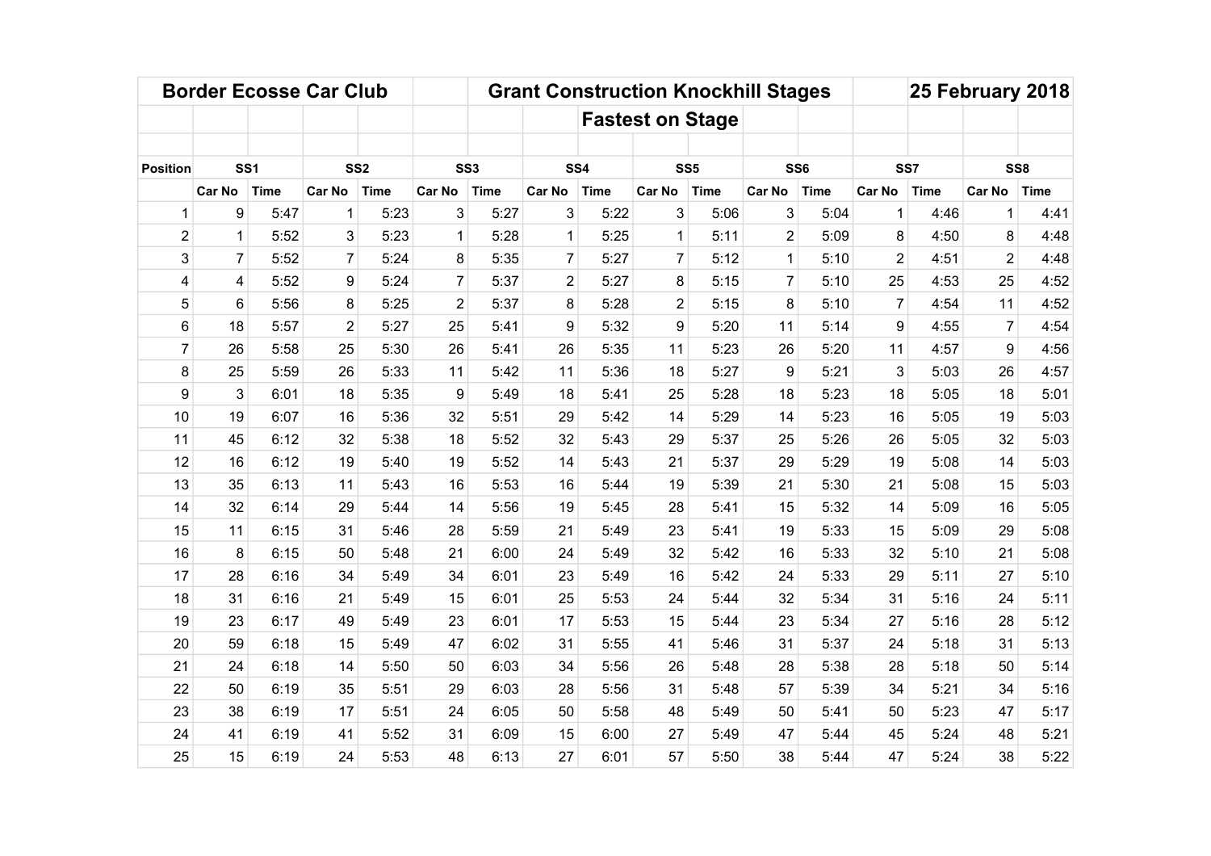# Border Ecosse Car Club

## Grant Construction Knockhill Stages

## 25 February 2018

## Fastest on Stage

| Position | SS1 | | SS2 | | SS3 | | SS4 | | SS5 | | SS6 | | SS7 | | SS8 | |
|---|---|---|---|---|---|---|---|---|---|---|---|---|---|---|---|---|
| | Car No | Time | Car No | Time | Car No | Time | Car No | Time | Car No | Time | Car No | Time | Car No | Time | Car No | Time |
| 1 | 9 | 5:47 | 1 | 5:23 | 3 | 5:27 | 3 | 5:22 | 3 | 5:06 | 3 | 5:04 | 1 | 4:46 | 1 | 4:41 |
| 2 | 1 | 5:52 | 3 | 5:23 | 1 | 5:28 | 1 | 5:25 | 1 | 5:11 | 2 | 5:09 | 8 | 4:50 | 8 | 4:48 |
| 3 | 7 | 5:52 | 7 | 5:24 | 8 | 5:35 | 7 | 5:27 | 7 | 5:12 | 1 | 5:10 | 2 | 4:51 | 2 | 4:48 |
| 4 | 4 | 5:52 | 9 | 5:24 | 7 | 5:37 | 2 | 5:27 | 8 | 5:15 | 7 | 5:10 | 25 | 4:53 | 25 | 4:52 |
| 5 | 6 | 5:56 | 8 | 5:25 | 2 | 5:37 | 8 | 5:28 | 2 | 5:15 | 8 | 5:10 | 7 | 4:54 | 11 | 4:52 |
| 6 | 18 | 5:57 | 2 | 5:27 | 25 | 5:41 | 9 | 5:32 | 9 | 5:20 | 11 | 5:14 | 9 | 4:55 | 7 | 4:54 |
| 7 | 26 | 5:58 | 25 | 5:30 | 26 | 5:41 | 26 | 5:35 | 11 | 5:23 | 26 | 5:20 | 11 | 4:57 | 9 | 4:56 |
| 8 | 25 | 5:59 | 26 | 5:33 | 11 | 5:42 | 11 | 5:36 | 18 | 5:27 | 9 | 5:21 | 3 | 5:03 | 26 | 4:57 |
| 9 | 3 | 6:01 | 18 | 5:35 | 9 | 5:49 | 18 | 5:41 | 25 | 5:28 | 18 | 5:23 | 18 | 5:05 | 18 | 5:01 |
| 10 | 19 | 6:07 | 16 | 5:36 | 32 | 5:51 | 29 | 5:42 | 14 | 5:29 | 14 | 5:23 | 16 | 5:05 | 19 | 5:03 |
| 11 | 45 | 6:12 | 32 | 5:38 | 18 | 5:52 | 32 | 5:43 | 29 | 5:37 | 25 | 5:26 | 26 | 5:05 | 32 | 5:03 |
| 12 | 16 | 6:12 | 19 | 5:40 | 19 | 5:52 | 14 | 5:43 | 21 | 5:37 | 29 | 5:29 | 19 | 5:08 | 14 | 5:03 |
| 13 | 35 | 6:13 | 11 | 5:43 | 16 | 5:53 | 16 | 5:44 | 19 | 5:39 | 21 | 5:30 | 21 | 5:08 | 15 | 5:03 |
| 14 | 32 | 6:14 | 29 | 5:44 | 14 | 5:56 | 19 | 5:45 | 28 | 5:41 | 15 | 5:32 | 14 | 5:09 | 16 | 5:05 |
| 15 | 11 | 6:15 | 31 | 5:46 | 28 | 5:59 | 21 | 5:49 | 23 | 5:41 | 19 | 5:33 | 15 | 5:09 | 29 | 5:08 |
| 16 | 8 | 6:15 | 50 | 5:48 | 21 | 6:00 | 24 | 5:49 | 32 | 5:42 | 16 | 5:33 | 32 | 5:10 | 21 | 5:08 |
| 17 | 28 | 6:16 | 34 | 5:49 | 34 | 6:01 | 23 | 5:49 | 16 | 5:42 | 24 | 5:33 | 29 | 5:11 | 27 | 5:10 |
| 18 | 31 | 6:16 | 21 | 5:49 | 15 | 6:01 | 25 | 5:53 | 24 | 5:44 | 32 | 5:34 | 31 | 5:16 | 24 | 5:11 |
| 19 | 23 | 6:17 | 49 | 5:49 | 23 | 6:01 | 17 | 5:53 | 15 | 5:44 | 23 | 5:34 | 27 | 5:16 | 28 | 5:12 |
| 20 | 59 | 6:18 | 15 | 5:49 | 47 | 6:02 | 31 | 5:55 | 41 | 5:46 | 31 | 5:37 | 24 | 5:18 | 31 | 5:13 |
| 21 | 24 | 6:18 | 14 | 5:50 | 50 | 6:03 | 34 | 5:56 | 26 | 5:48 | 28 | 5:38 | 28 | 5:18 | 50 | 5:14 |
| 22 | 50 | 6:19 | 35 | 5:51 | 29 | 6:03 | 28 | 5:56 | 31 | 5:48 | 57 | 5:39 | 34 | 5:21 | 34 | 5:16 |
| 23 | 38 | 6:19 | 17 | 5:51 | 24 | 6:05 | 50 | 5:58 | 48 | 5:49 | 50 | 5:41 | 50 | 5:23 | 47 | 5:17 |
| 24 | 41 | 6:19 | 41 | 5:52 | 31 | 6:09 | 15 | 6:00 | 27 | 5:49 | 47 | 5:44 | 45 | 5:24 | 48 | 5:21 |
| 25 | 15 | 6:19 | 24 | 5:53 | 48 | 6:13 | 27 | 6:01 | 57 | 5:50 | 38 | 5:44 | 47 | 5:24 | 38 | 5:22 |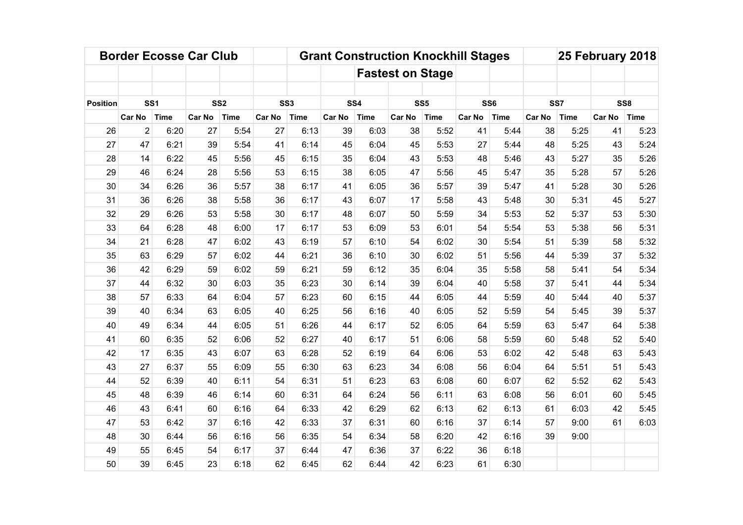| Border Ecosse Car Club | | | | | Grant Construction Knockhill Stages | | | | | | | | 25 February 2018 | | |
|---|---|---|---|---|---|---|---|---|---|---|---|---|---|---|---|---|
| | | | | | | | Fastest on Stage | | | | | | | | | |
| Position | SS1 | | SS2 | | SS3 | | SS4 | | SS5 | | SS6 | | SS7 | | SS8 | |
| | Car No | Time | Car No | Time | Car No | Time | Car No | Time | Car No | Time | Car No | Time | Car No | Time | Car No | Time |
| 26 | 2 | 6:20 | 27 | 5:54 | 27 | 6:13 | 39 | 6:03 | 38 | 5:52 | 41 | 5:44 | 38 | 5:25 | 41 | 5:23 |
| 27 | 47 | 6:21 | 39 | 5:54 | 41 | 6:14 | 45 | 6:04 | 45 | 5:53 | 27 | 5:44 | 48 | 5:25 | 43 | 5:24 |
| 28 | 14 | 6:22 | 45 | 5:56 | 45 | 6:15 | 35 | 6:04 | 43 | 5:53 | 48 | 5:46 | 43 | 5:27 | 35 | 5:26 |
| 29 | 46 | 6:24 | 28 | 5:56 | 53 | 6:15 | 38 | 6:05 | 47 | 5:56 | 45 | 5:47 | 35 | 5:28 | 57 | 5:26 |
| 30 | 34 | 6:26 | 36 | 5:57 | 38 | 6:17 | 41 | 6:05 | 36 | 5:57 | 39 | 5:47 | 41 | 5:28 | 30 | 5:26 |
| 31 | 36 | 6:26 | 38 | 5:58 | 36 | 6:17 | 43 | 6:07 | 17 | 5:58 | 43 | 5:48 | 30 | 5:31 | 45 | 5:27 |
| 32 | 29 | 6:26 | 53 | 5:58 | 30 | 6:17 | 48 | 6:07 | 50 | 5:59 | 34 | 5:53 | 52 | 5:37 | 53 | 5:30 |
| 33 | 64 | 6:28 | 48 | 6:00 | 17 | 6:17 | 53 | 6:09 | 53 | 6:01 | 54 | 5:54 | 53 | 5:38 | 56 | 5:31 |
| 34 | 21 | 6:28 | 47 | 6:02 | 43 | 6:19 | 57 | 6:10 | 54 | 6:02 | 30 | 5:54 | 51 | 5:39 | 58 | 5:32 |
| 35 | 63 | 6:29 | 57 | 6:02 | 44 | 6:21 | 36 | 6:10 | 30 | 6:02 | 51 | 5:56 | 44 | 5:39 | 37 | 5:32 |
| 36 | 42 | 6:29 | 59 | 6:02 | 59 | 6:21 | 59 | 6:12 | 35 | 6:04 | 35 | 5:58 | 58 | 5:41 | 54 | 5:34 |
| 37 | 44 | 6:32 | 30 | 6:03 | 35 | 6:23 | 30 | 6:14 | 39 | 6:04 | 40 | 5:58 | 37 | 5:41 | 44 | 5:34 |
| 38 | 57 | 6:33 | 64 | 6:04 | 57 | 6:23 | 60 | 6:15 | 44 | 6:05 | 44 | 5:59 | 40 | 5:44 | 40 | 5:37 |
| 39 | 40 | 6:34 | 63 | 6:05 | 40 | 6:25 | 56 | 6:16 | 40 | 6:05 | 52 | 5:59 | 54 | 5:45 | 39 | 5:37 |
| 40 | 49 | 6:34 | 44 | 6:05 | 51 | 6:26 | 44 | 6:17 | 52 | 6:05 | 64 | 5:59 | 63 | 5:47 | 64 | 5:38 |
| 41 | 60 | 6:35 | 52 | 6:06 | 52 | 6:27 | 40 | 6:17 | 51 | 6:06 | 58 | 5:59 | 60 | 5:48 | 52 | 5:40 |
| 42 | 17 | 6:35 | 43 | 6:07 | 63 | 6:28 | 52 | 6:19 | 64 | 6:06 | 53 | 6:02 | 42 | 5:48 | 63 | 5:43 |
| 43 | 27 | 6:37 | 55 | 6:09 | 55 | 6:30 | 63 | 6:23 | 34 | 6:08 | 56 | 6:04 | 64 | 5:51 | 51 | 5:43 |
| 44 | 52 | 6:39 | 40 | 6:11 | 54 | 6:31 | 51 | 6:23 | 63 | 6:08 | 60 | 6:07 | 62 | 5:52 | 62 | 5:43 |
| 45 | 48 | 6:39 | 46 | 6:14 | 60 | 6:31 | 64 | 6:24 | 56 | 6:11 | 63 | 6:08 | 56 | 6:01 | 60 | 5:45 |
| 46 | 43 | 6:41 | 60 | 6:16 | 64 | 6:33 | 42 | 6:29 | 62 | 6:13 | 62 | 6:13 | 61 | 6:03 | 42 | 5:45 |
| 47 | 53 | 6:42 | 37 | 6:16 | 42 | 6:33 | 37 | 6:31 | 60 | 6:16 | 37 | 6:14 | 57 | 9:00 | 61 | 6:03 |
| 48 | 30 | 6:44 | 56 | 6:16 | 56 | 6:35 | 54 | 6:34 | 58 | 6:20 | 42 | 6:16 | 39 | 9:00 | | |
| 49 | 55 | 6:45 | 54 | 6:17 | 37 | 6:44 | 47 | 6:36 | 37 | 6:22 | 36 | 6:18 | | | | |
| 50 | 39 | 6:45 | 23 | 6:18 | 62 | 6:45 | 62 | 6:44 | 42 | 6:23 | 61 | 6:30 | | | | |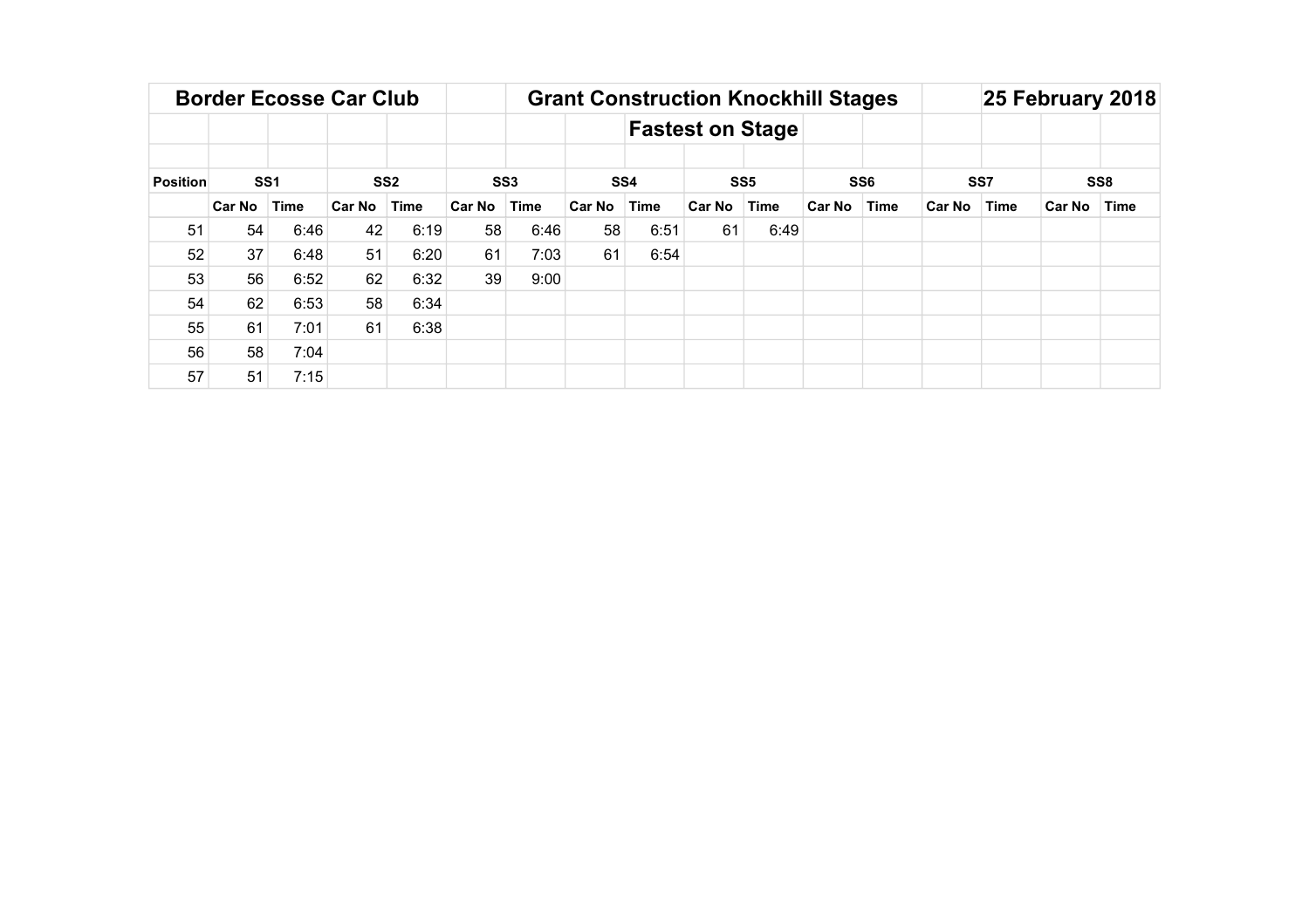| Border Ecosse Car Club | | | | | | Grant Construction Knockhill Stages | | | | | | | | 25 February 2018 | | |
|---|---|---|---|---|---|---|---|---|---|---|---|---|---|---|---|---|
| | | | | | | | | Fastest on Stage | | | | | | | | |
| | | | | | | | | | | | | | | | | |
| **Position** | **SS1** | | **SS2** | | **SS3** | | **SS4** | | **SS5** | | **SS6** | | **SS7** | | **SS8** | |
| | **Car No** | **Time** | **Car No** | **Time** | **Car No** | **Time** | **Car No** | **Time** | **Car No** | **Time** | **Car No** | **Time** | **Car No** | **Time** | **Car No** | **Time** |
| 51 | 54 | 6:46 | 42 | 6:19 | 58 | 6:46 | 58 | 6:51 | 61 | 6:49 | | | | | | |
| 52 | 37 | 6:48 | 51 | 6:20 | 61 | 7:03 | 61 | 6:54 | | | | | | | | |
| 53 | 56 | 6:52 | 62 | 6:32 | 39 | 9:00 | | | | | | | | | | |
| 54 | 62 | 6:53 | 58 | 6:34 | | | | | | | | | | | | |
| 55 | 61 | 7:01 | 61 | 6:38 | | | | | | | | | | | | |
| 56 | 58 | 7:04 | | | | | | | | | | | | | | |
| 57 | 51 | 7:15 | | | | | | | | | | | | | | |